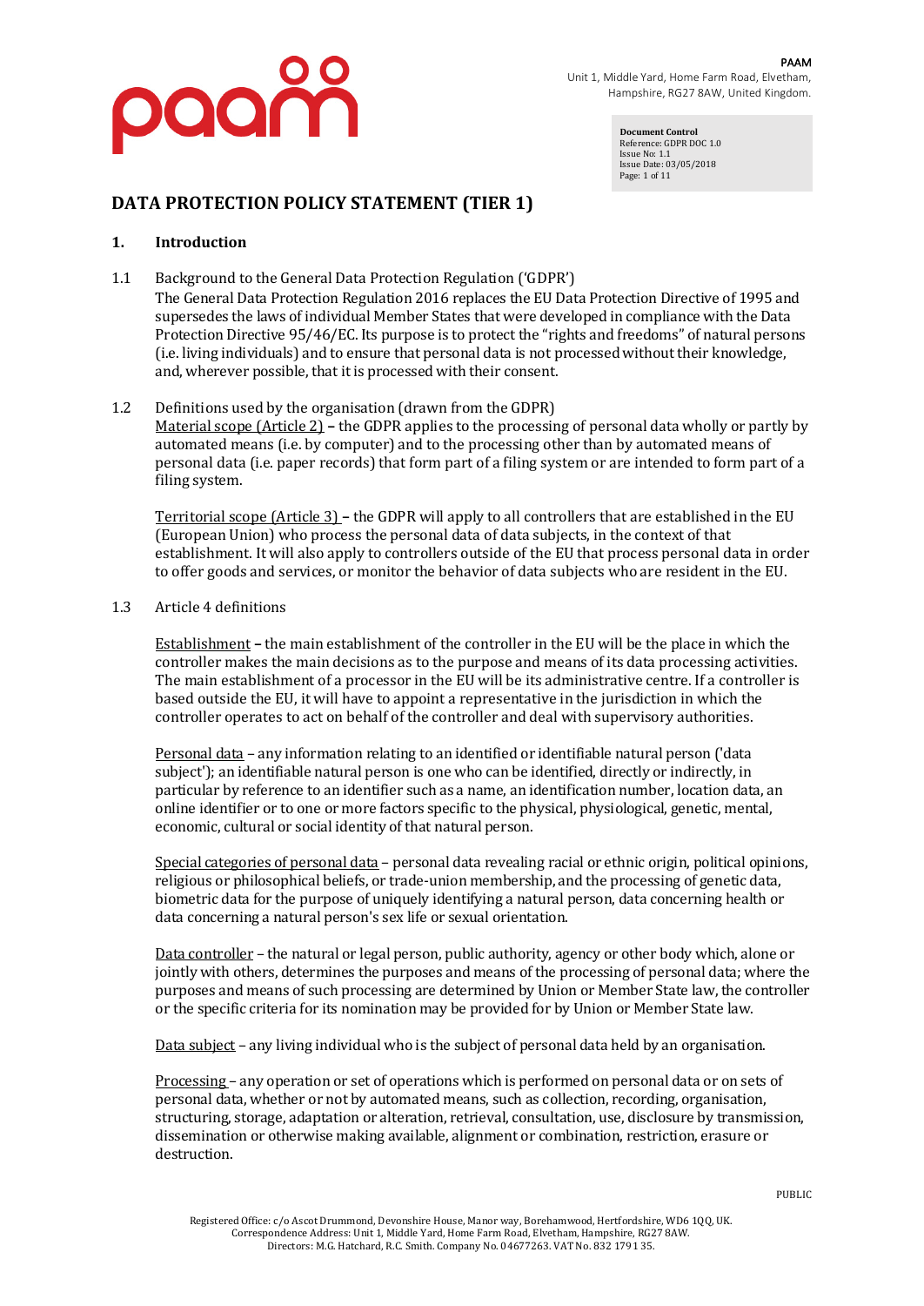PAAM
Unit 1, Middle Yard, Home Farm Road, Elvetham, Hampshire, RG27 8AW, United Kingdom.

**Document Control**
Reference: GDPR DOC 1.0
Issue No: 1.1
Issue Date: 03/05/2018

# DATA PROTECTION POLICY STATEMENT (TIER 1)

## 1. Introduction

1.1 Background to the General Data Protection Regulation ('GDPR')

The General Data Protection Regulation 2016 replaces the EU Data Protection Directive of 1995 and supersedes the laws of individual Member States that were developed in compliance with the Data Protection Directive 95/46/EC. Its purpose is to protect the "rights and freedoms" of natural persons (i.e. living individuals) and to ensure that personal data is not processed without their knowledge, and, wherever possible, that it is processed with their consent.

1.2 Definitions used by the organisation (drawn from the GDPR)

Material scope (Article 2) – the GDPR applies to the processing of personal data wholly or partly by automated means (i.e. by computer) and to the processing other than by automated means of personal data (i.e. paper records) that form part of a filing system or are intended to form part of a filing system.

Territorial scope (Article 3) – the GDPR will apply to all controllers that are established in the EU (European Union) who process the personal data of data subjects, in the context of that establishment. It will also apply to controllers outside of the EU that process personal data in order to offer goods and services, or monitor the behavior of data subjects who are resident in the EU.

1.3 Article 4 definitions

Establishment – the main establishment of the controller in the EU will be the place in which the controller makes the main decisions as to the purpose and means of its data processing activities. The main establishment of a processor in the EU will be its administrative centre. If a controller is based outside the EU, it will have to appoint a representative in the jurisdiction in which the controller operates to act on behalf of the controller and deal with supervisory authorities.

Personal data – any information relating to an identified or identifiable natural person ('data subject'); an identifiable natural person is one who can be identified, directly or indirectly, in particular by reference to an identifier such as a name, an identification number, location data, an online identifier or to one or more factors specific to the physical, physiological, genetic, mental, economic, cultural or social identity of that natural person.

Special categories of personal data – personal data revealing racial or ethnic origin, political opinions, religious or philosophical beliefs, or trade-union membership, and the processing of genetic data, biometric data for the purpose of uniquely identifying a natural person, data concerning health or data concerning a natural person's sex life or sexual orientation.

Data controller – the natural or legal person, public authority, agency or other body which, alone or jointly with others, determines the purposes and means of the processing of personal data; where the purposes and means of such processing are determined by Union or Member State law, the controller or the specific criteria for its nomination may be provided for by Union or Member State law.

Data subject – any living individual who is the subject of personal data held by an organisation.

Processing – any operation or set of operations which is performed on personal data or on sets of personal data, whether or not by automated means, such as collection, recording, organisation, structuring, storage, adaptation or alteration, retrieval, consultation, use, disclosure by transmission, dissemination or otherwise making available, alignment or combination, restriction, erasure or destruction.

PUBLIC

Registered Office: c/o Ascot Drummond, Devonshire House, Manor way, Borehamwood, Hertfordshire, WD6 1QQ, UK.
Correspondence Address: Unit 1, Middle Yard, Home Farm Road, Elvetham, Hampshire, RG27 8AW.
Directors: M.G. Hatchard, R.C. Smith. Company No. 04677263. VAT No. 832 1791 35.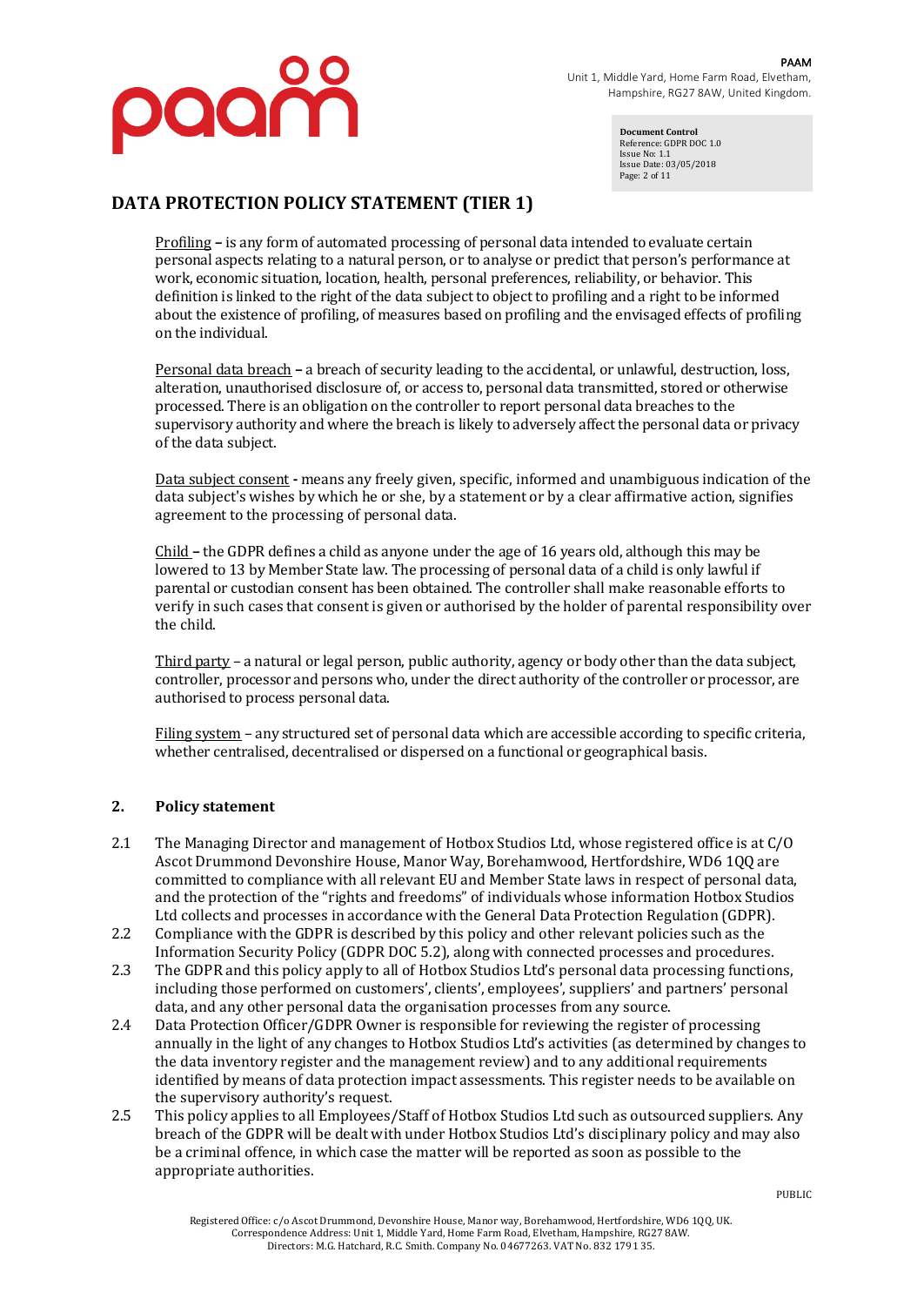# DATA PROTECTION POLICY STATEMENT (TIER 1)

Profiling – is any form of automated processing of personal data intended to evaluate certain personal aspects relating to a natural person, or to analyse or predict that person's performance at work, economic situation, location, health, personal preferences, reliability, or behavior. This definition is linked to the right of the data subject to object to profiling and a right to be informed about the existence of profiling, of measures based on profiling and the envisaged effects of profiling on the individual.

Personal data breach – a breach of security leading to the accidental, or unlawful, destruction, loss, alteration, unauthorised disclosure of, or access to, personal data transmitted, stored or otherwise processed. There is an obligation on the controller to report personal data breaches to the supervisory authority and where the breach is likely to adversely affect the personal data or privacy of the data subject.

Data subject consent - means any freely given, specific, informed and unambiguous indication of the data subject's wishes by which he or she, by a statement or by a clear affirmative action, signifies agreement to the processing of personal data.

Child – the GDPR defines a child as anyone under the age of 16 years old, although this may be lowered to 13 by Member State law. The processing of personal data of a child is only lawful if parental or custodian consent has been obtained. The controller shall make reasonable efforts to verify in such cases that consent is given or authorised by the holder of parental responsibility over the child.

Third party – a natural or legal person, public authority, agency or body other than the data subject, controller, processor and persons who, under the direct authority of the controller or processor, are authorised to process personal data.

Filing system – any structured set of personal data which are accessible according to specific criteria, whether centralised, decentralised or dispersed on a functional or geographical basis.

## 2. Policy statement

2.1 The Managing Director and management of Hotbox Studios Ltd, whose registered office is at C/O Ascot Drummond Devonshire House, Manor Way, Borehamwood, Hertfordshire, WD6 1QQ are committed to compliance with all relevant EU and Member State laws in respect of personal data, and the protection of the "rights and freedoms" of individuals whose information Hotbox Studios Ltd collects and processes in accordance with the General Data Protection Regulation (GDPR).

2.2 Compliance with the GDPR is described by this policy and other relevant policies such as the Information Security Policy (GDPR DOC 5.2), along with connected processes and procedures.

2.3 The GDPR and this policy apply to all of Hotbox Studios Ltd's personal data processing functions, including those performed on customers', clients', employees', suppliers' and partners' personal data, and any other personal data the organisation processes from any source.

2.4 Data Protection Officer/GDPR Owner is responsible for reviewing the register of processing annually in the light of any changes to Hotbox Studios Ltd's activities (as determined by changes to the data inventory register and the management review) and to any additional requirements identified by means of data protection impact assessments. This register needs to be available on the supervisory authority's request.

2.5 This policy applies to all Employees/Staff of Hotbox Studios Ltd such as outsourced suppliers. Any breach of the GDPR will be dealt with under Hotbox Studios Ltd's disciplinary policy and may also be a criminal offence, in which case the matter will be reported as soon as possible to the appropriate authorities.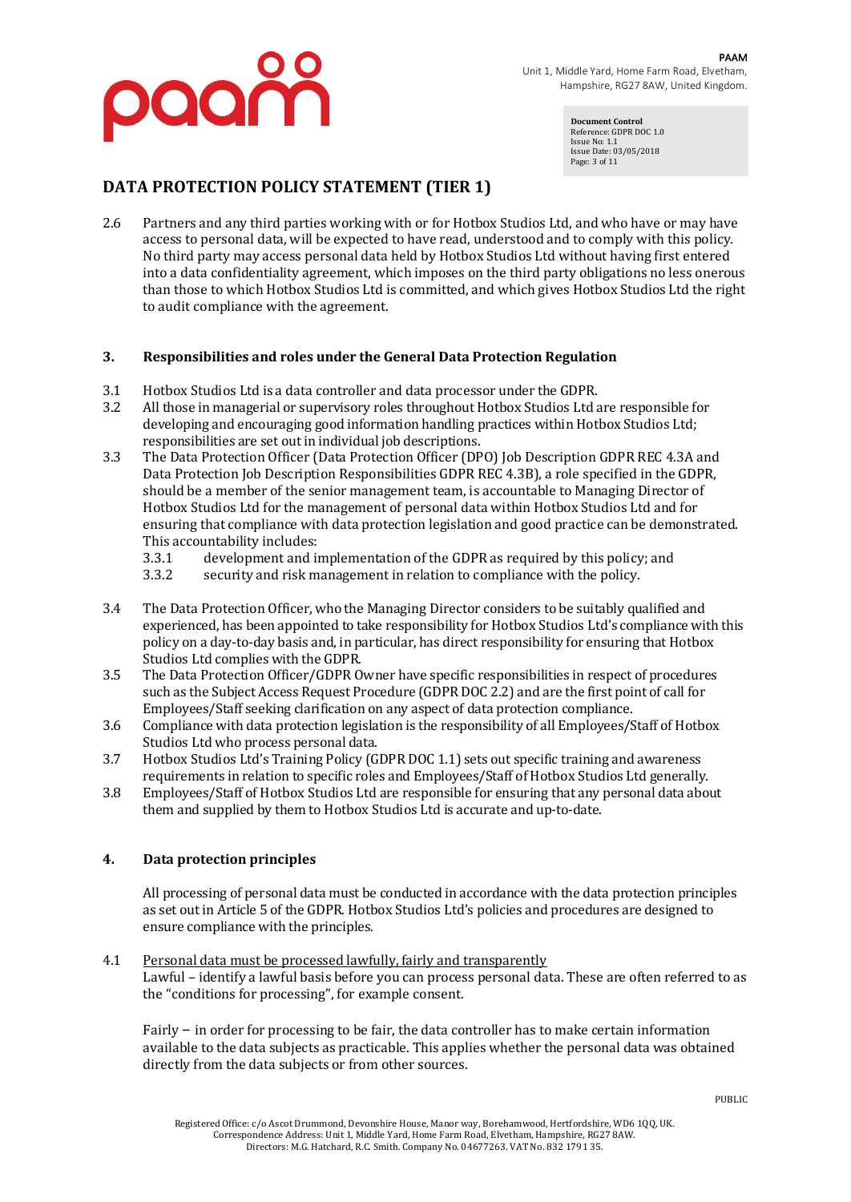# DATA PROTECTION POLICY STATEMENT (TIER 1)

2.6 Partners and any third parties working with or for Hotbox Studios Ltd, and who have or may have access to personal data, will be expected to have read, understood and to comply with this policy. No third party may access personal data held by Hotbox Studios Ltd without having first entered into a data confidentiality agreement, which imposes on the third party obligations no less onerous than those to which Hotbox Studios Ltd is committed, and which gives Hotbox Studios Ltd the right to audit compliance with the agreement.

## 3. Responsibilities and roles under the General Data Protection Regulation

3.1 Hotbox Studios Ltd is a data controller and data processor under the GDPR.

3.2 All those in managerial or supervisory roles throughout Hotbox Studios Ltd are responsible for developing and encouraging good information handling practices within Hotbox Studios Ltd; responsibilities are set out in individual job descriptions.

3.3 The Data Protection Officer (Data Protection Officer (DPO) Job Description GDPR REC 4.3A and Data Protection Job Description Responsibilities GDPR REC 4.3B), a role specified in the GDPR, should be a member of the senior management team, is accountable to Managing Director of Hotbox Studios Ltd for the management of personal data within Hotbox Studios Ltd and for ensuring that compliance with data protection legislation and good practice can be demonstrated. This accountability includes:

  3.3.1 development and implementation of the GDPR as required by this policy; and
  3.3.2 security and risk management in relation to compliance with the policy.

3.4 The Data Protection Officer, who the Managing Director considers to be suitably qualified and experienced, has been appointed to take responsibility for Hotbox Studios Ltd's compliance with this policy on a day-to-day basis and, in particular, has direct responsibility for ensuring that Hotbox Studios Ltd complies with the GDPR.

3.5 The Data Protection Officer/GDPR Owner have specific responsibilities in respect of procedures such as the Subject Access Request Procedure (GDPR DOC 2.2) and are the first point of call for Employees/Staff seeking clarification on any aspect of data protection compliance.

3.6 Compliance with data protection legislation is the responsibility of all Employees/Staff of Hotbox Studios Ltd who process personal data.

3.7 Hotbox Studios Ltd's Training Policy (GDPR DOC 1.1) sets out specific training and awareness requirements in relation to specific roles and Employees/Staff of Hotbox Studios Ltd generally.

3.8 Employees/Staff of Hotbox Studios Ltd are responsible for ensuring that any personal data about them and supplied by them to Hotbox Studios Ltd is accurate and up-to-date.

## 4. Data protection principles

All processing of personal data must be conducted in accordance with the data protection principles as set out in Article 5 of the GDPR. Hotbox Studios Ltd's policies and procedures are designed to ensure compliance with the principles.

4.1 <u>Personal data must be processed lawfully, fairly and transparently</u>

Lawful – identify a lawful basis before you can process personal data. These are often referred to as the "conditions for processing", for example consent.

Fairly – in order for processing to be fair, the data controller has to make certain information available to the data subjects as practicable. This applies whether the personal data was obtained directly from the data subjects or from other sources.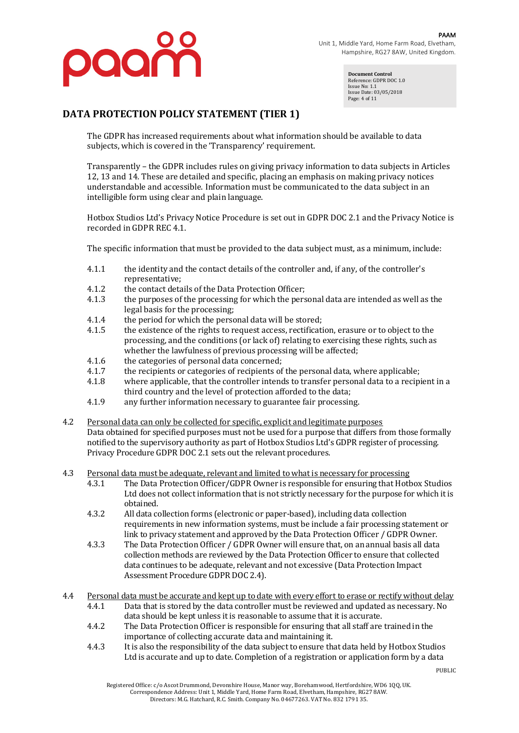# DATA PROTECTION POLICY STATEMENT (TIER 1)

The GDPR has increased requirements about what information should be available to data subjects, which is covered in the 'Transparency' requirement.

Transparently – the GDPR includes rules on giving privacy information to data subjects in Articles 12, 13 and 14. These are detailed and specific, placing an emphasis on making privacy notices understandable and accessible. Information must be communicated to the data subject in an intelligible form using clear and plain language.

Hotbox Studios Ltd's Privacy Notice Procedure is set out in GDPR DOC 2.1 and the Privacy Notice is recorded in GDPR REC 4.1.

The specific information that must be provided to the data subject must, as a minimum, include:

- 4.1.1 the identity and the contact details of the controller and, if any, of the controller's representative;
- 4.1.2 the contact details of the Data Protection Officer;
- 4.1.3 the purposes of the processing for which the personal data are intended as well as the legal basis for the processing;
- 4.1.4 the period for which the personal data will be stored;
- 4.1.5 the existence of the rights to request access, rectification, erasure or to object to the processing, and the conditions (or lack of) relating to exercising these rights, such as whether the lawfulness of previous processing will be affected;
- 4.1.6 the categories of personal data concerned;
- 4.1.7 the recipients or categories of recipients of the personal data, where applicable;
- 4.1.8 where applicable, that the controller intends to transfer personal data to a recipient in a third country and the level of protection afforded to the data;
- 4.1.9 any further information necessary to guarantee fair processing.

4.2 <u>Personal data can only be collected for specific, explicit and legitimate purposes</u>
Data obtained for specified purposes must not be used for a purpose that differs from those formally notified to the supervisory authority as part of Hotbox Studios Ltd's GDPR register of processing. Privacy Procedure GDPR DOC 2.1 sets out the relevant procedures.

4.3 <u>Personal data must be adequate, relevant and limited to what is necessary for processing</u>

- 4.3.1 The Data Protection Officer/GDPR Owner is responsible for ensuring that Hotbox Studios Ltd does not collect information that is not strictly necessary for the purpose for which it is obtained.
- 4.3.2 All data collection forms (electronic or paper-based), including data collection requirements in new information systems, must be include a fair processing statement or link to privacy statement and approved by the Data Protection Officer / GDPR Owner.
- 4.3.3 The Data Protection Officer / GDPR Owner will ensure that, on an annual basis all data collection methods are reviewed by the Data Protection Officer to ensure that collected data continues to be adequate, relevant and not excessive (Data Protection Impact Assessment Procedure GDPR DOC 2.4).

4.4 <u>Personal data must be accurate and kept up to date with every effort to erase or rectify without delay</u>

- 4.4.1 Data that is stored by the data controller must be reviewed and updated as necessary. No data should be kept unless it is reasonable to assume that it is accurate.
- 4.4.2 The Data Protection Officer is responsible for ensuring that all staff are trained in the importance of collecting accurate data and maintaining it.
- 4.4.3 It is also the responsibility of the data subject to ensure that data held by Hotbox Studios Ltd is accurate and up to date. Completion of a registration or application form by a data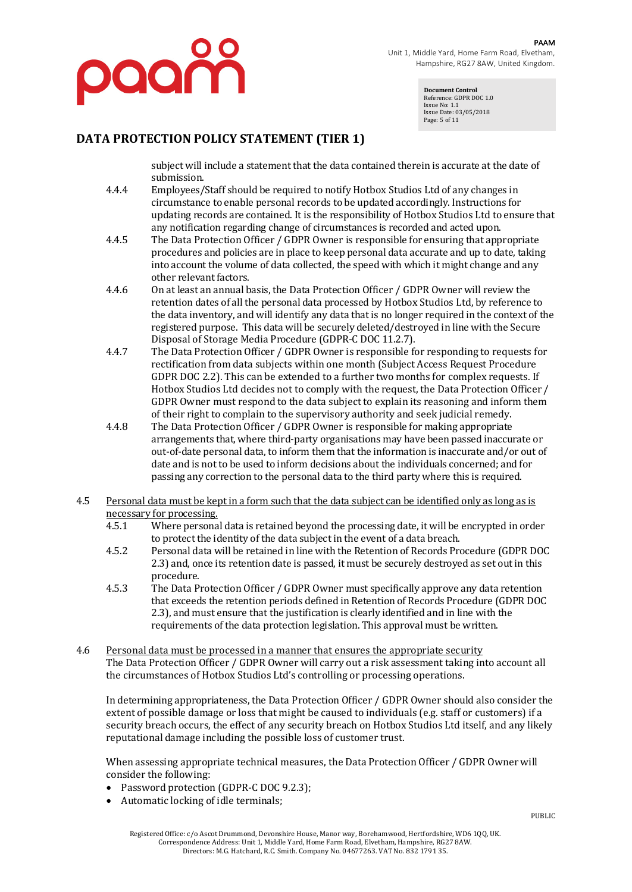subject will include a statement that the data contained therein is accurate at the date of submission.

4.4.4 Employees/Staff should be required to notify Hotbox Studios Ltd of any changes in circumstance to enable personal records to be updated accordingly. Instructions for updating records are contained. It is the responsibility of Hotbox Studios Ltd to ensure that any notification regarding change of circumstances is recorded and acted upon.

4.4.5 The Data Protection Officer / GDPR Owner is responsible for ensuring that appropriate procedures and policies are in place to keep personal data accurate and up to date, taking into account the volume of data collected, the speed with which it might change and any other relevant factors.

4.4.6 On at least an annual basis, the Data Protection Officer / GDPR Owner will review the retention dates of all the personal data processed by Hotbox Studios Ltd, by reference to the data inventory, and will identify any data that is no longer required in the context of the registered purpose. This data will be securely deleted/destroyed in line with the Secure Disposal of Storage Media Procedure (GDPR-C DOC 11.2.7).

4.4.7 The Data Protection Officer / GDPR Owner is responsible for responding to requests for rectification from data subjects within one month (Subject Access Request Procedure GDPR DOC 2.2). This can be extended to a further two months for complex requests. If Hotbox Studios Ltd decides not to comply with the request, the Data Protection Officer / GDPR Owner must respond to the data subject to explain its reasoning and inform them of their right to complain to the supervisory authority and seek judicial remedy.

4.4.8 The Data Protection Officer / GDPR Owner is responsible for making appropriate arrangements that, where third-party organisations may have been passed inaccurate or out-of-date personal data, to inform them that the information is inaccurate and/or out of date and is not to be used to inform decisions about the individuals concerned; and for passing any correction to the personal data to the third party where this is required.

4.5 <u>Personal data must be kept in a form such that the data subject can be identified only as long as is necessary for processing.</u>

4.5.1 Where personal data is retained beyond the processing date, it will be encrypted in order to protect the identity of the data subject in the event of a data breach.

4.5.2 Personal data will be retained in line with the Retention of Records Procedure (GDPR DOC 2.3) and, once its retention date is passed, it must be securely destroyed as set out in this procedure.

4.5.3 The Data Protection Officer / GDPR Owner must specifically approve any data retention that exceeds the retention periods defined in Retention of Records Procedure (GDPR DOC 2.3), and must ensure that the justification is clearly identified and in line with the requirements of the data protection legislation. This approval must be written.

4.6 <u>Personal data must be processed in a manner that ensures the appropriate security</u>

The Data Protection Officer / GDPR Owner will carry out a risk assessment taking into account all the circumstances of Hotbox Studios Ltd's controlling or processing operations.

In determining appropriateness, the Data Protection Officer / GDPR Owner should also consider the extent of possible damage or loss that might be caused to individuals (e.g. staff or customers) if a security breach occurs, the effect of any security breach on Hotbox Studios Ltd itself, and any likely reputational damage including the possible loss of customer trust.

When assessing appropriate technical measures, the Data Protection Officer / GDPR Owner will consider the following:

- Password protection (GDPR-C DOC 9.2.3);
- Automatic locking of idle terminals;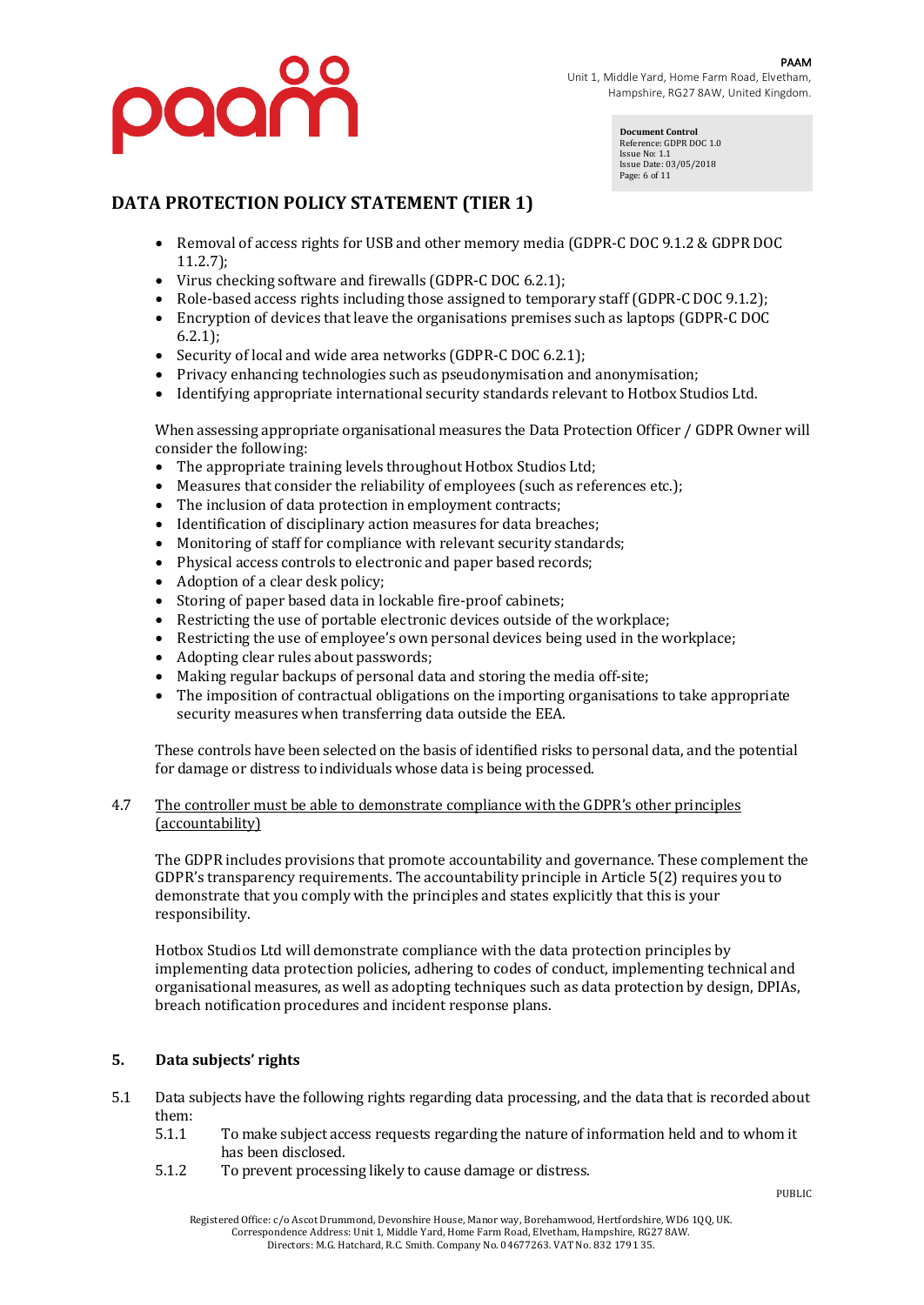- Removal of access rights for USB and other memory media (GDPR-C DOC 9.1.2 & GDPR DOC 11.2.7);
- Virus checking software and firewalls (GDPR-C DOC 6.2.1);
- Role-based access rights including those assigned to temporary staff (GDPR-C DOC 9.1.2);
- Encryption of devices that leave the organisations premises such as laptops (GDPR-C DOC 6.2.1);
- Security of local and wide area networks (GDPR-C DOC 6.2.1);
- Privacy enhancing technologies such as pseudonymisation and anonymisation;
- Identifying appropriate international security standards relevant to Hotbox Studios Ltd.

When assessing appropriate organisational measures the Data Protection Officer / GDPR Owner will consider the following:

- The appropriate training levels throughout Hotbox Studios Ltd;
- Measures that consider the reliability of employees (such as references etc.);
- The inclusion of data protection in employment contracts;
- Identification of disciplinary action measures for data breaches;
- Monitoring of staff for compliance with relevant security standards;
- Physical access controls to electronic and paper based records;
- Adoption of a clear desk policy;
- Storing of paper based data in lockable fire-proof cabinets;
- Restricting the use of portable electronic devices outside of the workplace;
- Restricting the use of employee's own personal devices being used in the workplace;
- Adopting clear rules about passwords;
- Making regular backups of personal data and storing the media off-site;
- The imposition of contractual obligations on the importing organisations to take appropriate security measures when transferring data outside the EEA.

These controls have been selected on the basis of identified risks to personal data, and the potential for damage or distress to individuals whose data is being processed.

4.7 <u>The controller must be able to demonstrate compliance with the GDPR's other principles (accountability)</u>

The GDPR includes provisions that promote accountability and governance. These complement the GDPR's transparency requirements. The accountability principle in Article 5(2) requires you to demonstrate that you comply with the principles and states explicitly that this is your responsibility.

Hotbox Studios Ltd will demonstrate compliance with the data protection principles by implementing data protection policies, adhering to codes of conduct, implementing technical and organisational measures, as well as adopting techniques such as data protection by design, DPIAs, breach notification procedures and incident response plans.

## 5. Data subjects' rights

5.1 Data subjects have the following rights regarding data processing, and the data that is recorded about them:

5.1.1 To make subject access requests regarding the nature of information held and to whom it has been disclosed.

5.1.2 To prevent processing likely to cause damage or distress.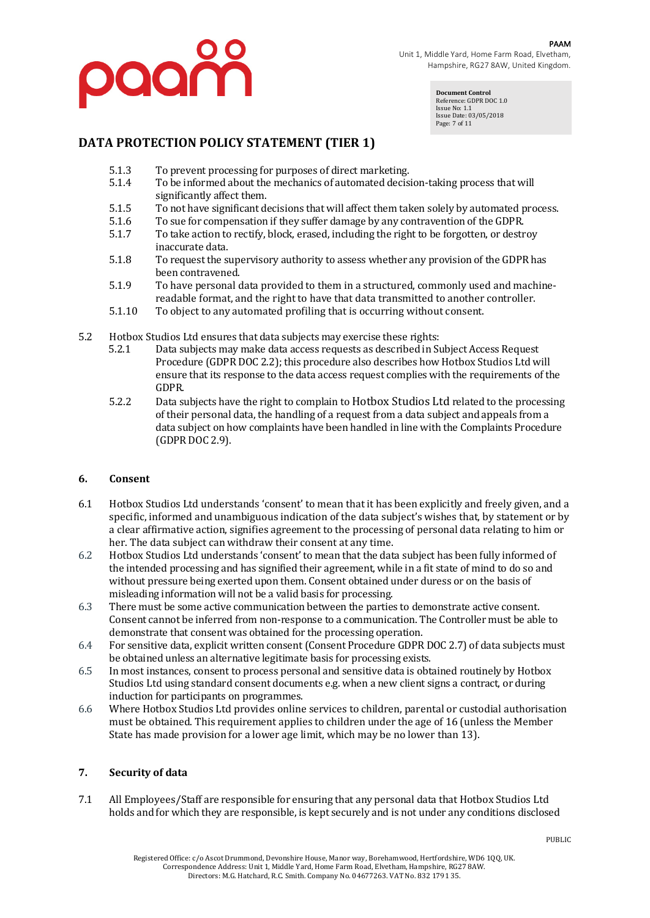5.1.3 To prevent processing for purposes of direct marketing.

5.1.4 To be informed about the mechanics of automated decision-taking process that will significantly affect them.

5.1.5 To not have significant decisions that will affect them taken solely by automated process.

5.1.6 To sue for compensation if they suffer damage by any contravention of the GDPR.

5.1.7 To take action to rectify, block, erased, including the right to be forgotten, or destroy inaccurate data.

5.1.8 To request the supervisory authority to assess whether any provision of the GDPR has been contravened.

5.1.9 To have personal data provided to them in a structured, commonly used and machine-readable format, and the right to have that data transmitted to another controller.

5.1.10 To object to any automated profiling that is occurring without consent.

5.2 Hotbox Studios Ltd ensures that data subjects may exercise these rights:

5.2.1 Data subjects may make data access requests as described in Subject Access Request Procedure (GDPR DOC 2.2); this procedure also describes how Hotbox Studios Ltd will ensure that its response to the data access request complies with the requirements of the GDPR.

5.2.2 Data subjects have the right to complain to Hotbox Studios Ltd related to the processing of their personal data, the handling of a request from a data subject and appeals from a data subject on how complaints have been handled in line with the Complaints Procedure (GDPR DOC 2.9).

## 6. Consent

6.1 Hotbox Studios Ltd understands 'consent' to mean that it has been explicitly and freely given, and a specific, informed and unambiguous indication of the data subject's wishes that, by statement or by a clear affirmative action, signifies agreement to the processing of personal data relating to him or her. The data subject can withdraw their consent at any time.

6.2 Hotbox Studios Ltd understands 'consent' to mean that the data subject has been fully informed of the intended processing and has signified their agreement, while in a fit state of mind to do so and without pressure being exerted upon them. Consent obtained under duress or on the basis of misleading information will not be a valid basis for processing.

6.3 There must be some active communication between the parties to demonstrate active consent. Consent cannot be inferred from non-response to a communication. The Controller must be able to demonstrate that consent was obtained for the processing operation.

6.4 For sensitive data, explicit written consent (Consent Procedure GDPR DOC 2.7) of data subjects must be obtained unless an alternative legitimate basis for processing exists.

6.5 In most instances, consent to process personal and sensitive data is obtained routinely by Hotbox Studios Ltd using standard consent documents e.g. when a new client signs a contract, or during induction for participants on programmes.

6.6 Where Hotbox Studios Ltd provides online services to children, parental or custodial authorisation must be obtained. This requirement applies to children under the age of 16 (unless the Member State has made provision for a lower age limit, which may be no lower than 13).

## 7. Security of data

7.1 All Employees/Staff are responsible for ensuring that any personal data that Hotbox Studios Ltd holds and for which they are responsible, is kept securely and is not under any conditions disclosed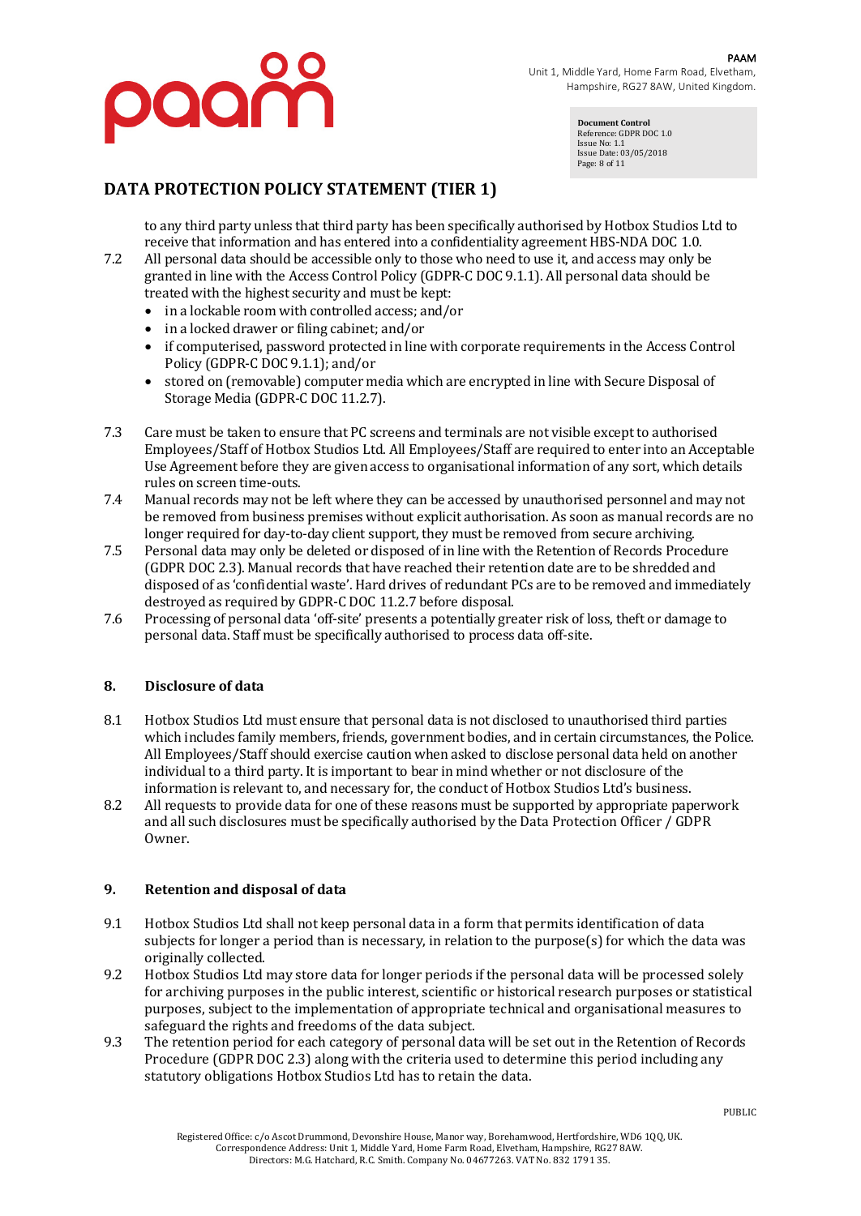to any third party unless that third party has been specifically authorised by Hotbox Studios Ltd to receive that information and has entered into a confidentiality agreement HBS-NDA DOC 1.0.

7.2 All personal data should be accessible only to those who need to use it, and access may only be granted in line with the Access Control Policy (GDPR-C DOC 9.1.1). All personal data should be treated with the highest security and must be kept:

- in a lockable room with controlled access; and/or
- in a locked drawer or filing cabinet; and/or
- if computerised, password protected in line with corporate requirements in the Access Control Policy (GDPR-C DOC 9.1.1); and/or
- stored on (removable) computer media which are encrypted in line with Secure Disposal of Storage Media (GDPR-C DOC 11.2.7).

7.3 Care must be taken to ensure that PC screens and terminals are not visible except to authorised Employees/Staff of Hotbox Studios Ltd. All Employees/Staff are required to enter into an Acceptable Use Agreement before they are given access to organisational information of any sort, which details rules on screen time-outs.

7.4 Manual records may not be left where they can be accessed by unauthorised personnel and may not be removed from business premises without explicit authorisation. As soon as manual records are no longer required for day-to-day client support, they must be removed from secure archiving.

7.5 Personal data may only be deleted or disposed of in line with the Retention of Records Procedure (GDPR DOC 2.3). Manual records that have reached their retention date are to be shredded and disposed of as 'confidential waste'. Hard drives of redundant PCs are to be removed and immediately destroyed as required by GDPR-C DOC 11.2.7 before disposal.

7.6 Processing of personal data 'off-site' presents a potentially greater risk of loss, theft or damage to personal data. Staff must be specifically authorised to process data off-site.

## 8. Disclosure of data

8.1 Hotbox Studios Ltd must ensure that personal data is not disclosed to unauthorised third parties which includes family members, friends, government bodies, and in certain circumstances, the Police. All Employees/Staff should exercise caution when asked to disclose personal data held on another individual to a third party. It is important to bear in mind whether or not disclosure of the information is relevant to, and necessary for, the conduct of Hotbox Studios Ltd's business.

8.2 All requests to provide data for one of these reasons must be supported by appropriate paperwork and all such disclosures must be specifically authorised by the Data Protection Officer / GDPR Owner.

## 9. Retention and disposal of data

9.1 Hotbox Studios Ltd shall not keep personal data in a form that permits identification of data subjects for longer a period than is necessary, in relation to the purpose(s) for which the data was originally collected.

9.2 Hotbox Studios Ltd may store data for longer periods if the personal data will be processed solely for archiving purposes in the public interest, scientific or historical research purposes or statistical purposes, subject to the implementation of appropriate technical and organisational measures to safeguard the rights and freedoms of the data subject.

9.3 The retention period for each category of personal data will be set out in the Retention of Records Procedure (GDPR DOC 2.3) along with the criteria used to determine this period including any statutory obligations Hotbox Studios Ltd has to retain the data.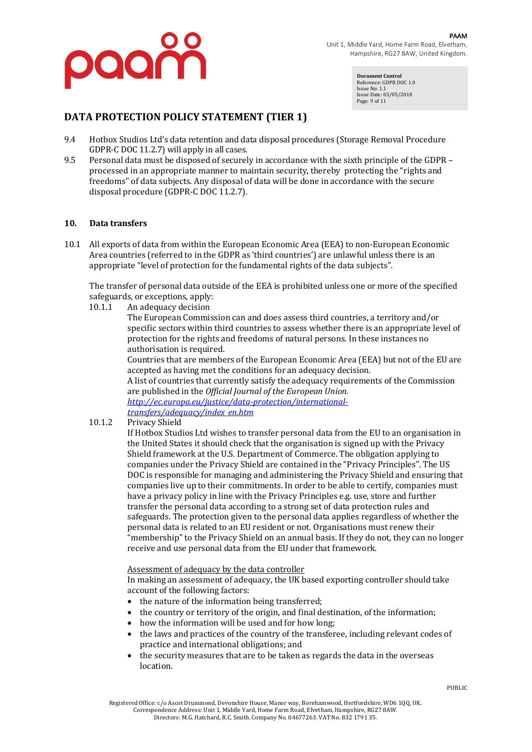## DATA PROTECTION POLICY STATEMENT (TIER 1)

9.4 Hotbox Studios Ltd's data retention and data disposal procedures (Storage Removal Procedure GDPR-C DOC 11.2.7) will apply in all cases.

9.5 Personal data must be disposed of securely in accordance with the sixth principle of the GDPR – processed in an appropriate manner to maintain security, thereby protecting the "rights and freedoms" of data subjects. Any disposal of data will be done in accordance with the secure disposal procedure (GDPR-C DOC 11.2.7).

### 10. Data transfers

10.1 All exports of data from within the European Economic Area (EEA) to non-European Economic Area countries (referred to in the GDPR as 'third countries') are unlawful unless there is an appropriate "level of protection for the fundamental rights of the data subjects".

The transfer of personal data outside of the EEA is prohibited unless one or more of the specified safeguards, or exceptions, apply:

10.1.1 An adequacy decision

The European Commission can and does assess third countries, a territory and/or specific sectors within third countries to assess whether there is an appropriate level of protection for the rights and freedoms of natural persons. In these instances no authorisation is required.

Countries that are members of the European Economic Area (EEA) but not of the EU are accepted as having met the conditions for an adequacy decision.

A list of countries that currently satisfy the adequacy requirements of the Commission are published in the *Official Journal of the European Union.* [http://ec.europa.eu/justice/data-protection/international-transfers/adequacy/index_en.htm](http://ec.europa.eu/justice/data-protection/international-transfers/adequacy/index_en.htm)

10.1.2 Privacy Shield

If Hotbox Studios Ltd wishes to transfer personal data from the EU to an organisation in the United States it should check that the organisation is signed up with the Privacy Shield framework at the U.S. Department of Commerce. The obligation applying to companies under the Privacy Shield are contained in the "Privacy Principles". The US DOC is responsible for managing and administering the Privacy Shield and ensuring that companies live up to their commitments. In order to be able to certify, companies must have a privacy policy in line with the Privacy Principles e.g. use, store and further transfer the personal data according to a strong set of data protection rules and safeguards. The protection given to the personal data applies regardless of whether the personal data is related to an EU resident or not. Organisations must renew their "membership" to the Privacy Shield on an annual basis. If they do not, they can no longer receive and use personal data from the EU under that framework.

<u>Assessment of adequacy by the data controller</u>

In making an assessment of adequacy, the UK based exporting controller should take account of the following factors:

- the nature of the information being transferred;
- the country or territory of the origin, and final destination, of the information;
- how the information will be used and for how long;
- the laws and practices of the country of the transferee, including relevant codes of practice and international obligations; and
- the security measures that are to be taken as regards the data in the overseas location.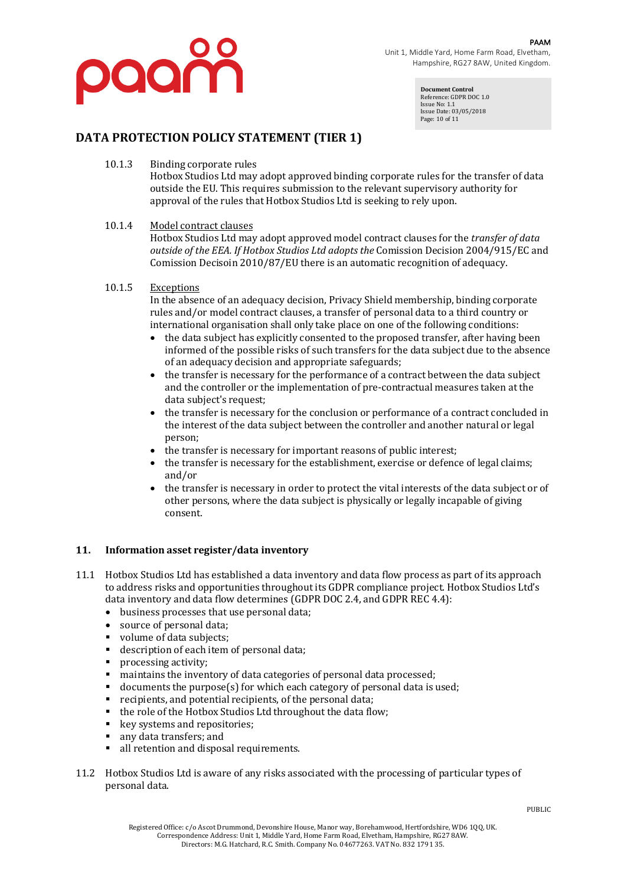# DATA PROTECTION POLICY STATEMENT (TIER 1)

10.1.3 Binding corporate rules

Hotbox Studios Ltd may adopt approved binding corporate rules for the transfer of data outside the EU. This requires submission to the relevant supervisory authority for approval of the rules that Hotbox Studios Ltd is seeking to rely upon.

10.1.4 Model contract clauses

Hotbox Studios Ltd may adopt approved model contract clauses for the *transfer of data outside of the EEA. If Hotbox Studios Ltd adopts the* Comission Decision 2004/915/EC and Comission Decisoin 2010/87/EU there is an automatic recognition of adequacy.

10.1.5 Exceptions

In the absence of an adequacy decision, Privacy Shield membership, binding corporate rules and/or model contract clauses, a transfer of personal data to a third country or international organisation shall only take place on one of the following conditions:

- the data subject has explicitly consented to the proposed transfer, after having been informed of the possible risks of such transfers for the data subject due to the absence of an adequacy decision and appropriate safeguards;
- the transfer is necessary for the performance of a contract between the data subject and the controller or the implementation of pre-contractual measures taken at the data subject's request;
- the transfer is necessary for the conclusion or performance of a contract concluded in the interest of the data subject between the controller and another natural or legal person;
- the transfer is necessary for important reasons of public interest;
- the transfer is necessary for the establishment, exercise or defence of legal claims; and/or
- the transfer is necessary in order to protect the vital interests of the data subject or of other persons, where the data subject is physically or legally incapable of giving consent.

## 11. Information asset register/data inventory

11.1 Hotbox Studios Ltd has established a data inventory and data flow process as part of its approach to address risks and opportunities throughout its GDPR compliance project. Hotbox Studios Ltd's data inventory and data flow determines (GDPR DOC 2.4, and GDPR REC 4.4):

- business processes that use personal data;
- source of personal data;
- volume of data subjects;
- description of each item of personal data;
- processing activity;
- maintains the inventory of data categories of personal data processed;
- documents the purpose(s) for which each category of personal data is used;
- recipients, and potential recipients, of the personal data;
- the role of the Hotbox Studios Ltd throughout the data flow;
- key systems and repositories;
- any data transfers; and
- all retention and disposal requirements.

11.2 Hotbox Studios Ltd is aware of any risks associated with the processing of particular types of personal data.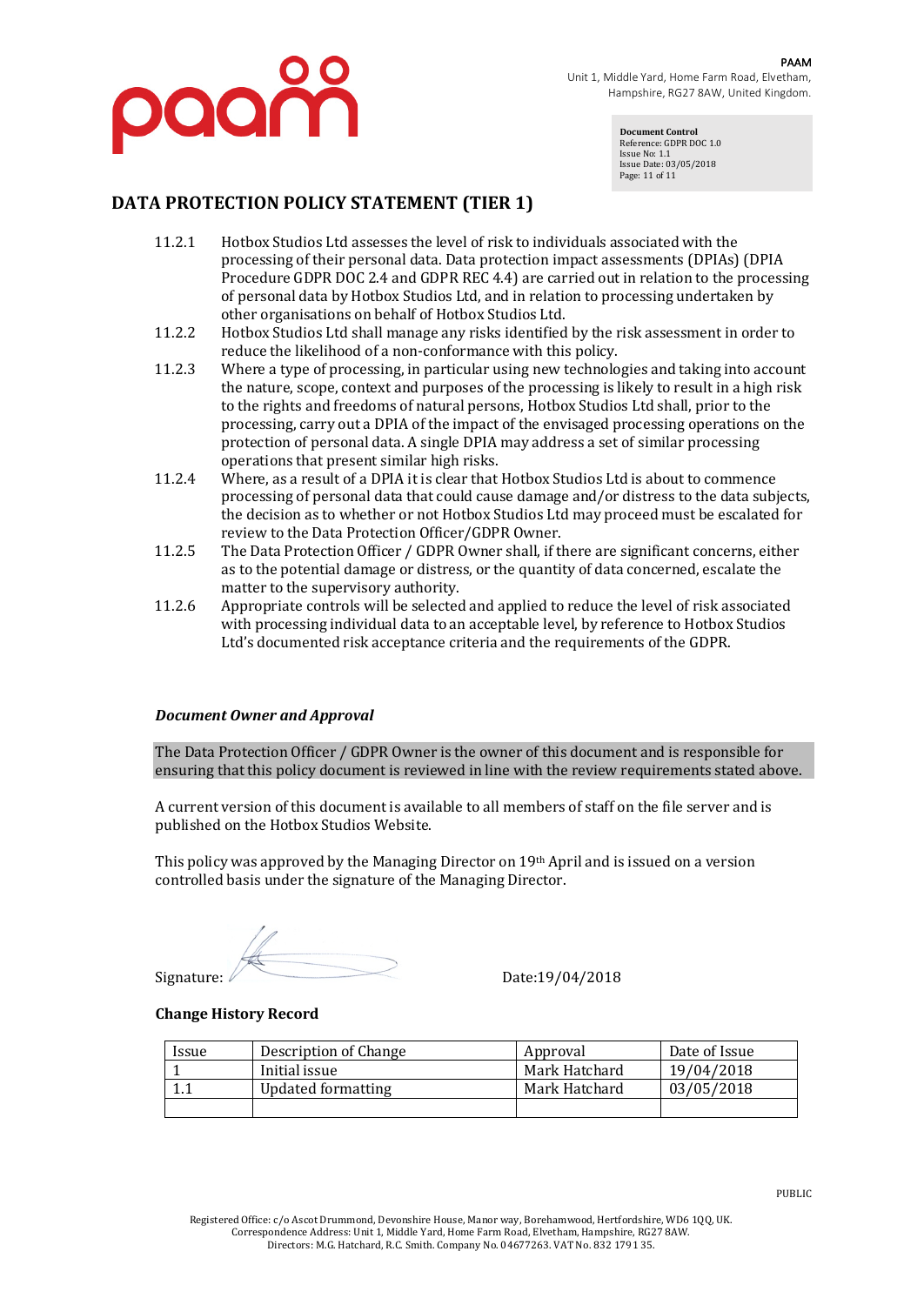# DATA PROTECTION POLICY STATEMENT (TIER 1)

11.2.1 Hotbox Studios Ltd assesses the level of risk to individuals associated with the processing of their personal data. Data protection impact assessments (DPIAs) (DPIA Procedure GDPR DOC 2.4 and GDPR REC 4.4) are carried out in relation to the processing of personal data by Hotbox Studios Ltd, and in relation to processing undertaken by other organisations on behalf of Hotbox Studios Ltd.

11.2.2 Hotbox Studios Ltd shall manage any risks identified by the risk assessment in order to reduce the likelihood of a non-conformance with this policy.

11.2.3 Where a type of processing, in particular using new technologies and taking into account the nature, scope, context and purposes of the processing is likely to result in a high risk to the rights and freedoms of natural persons, Hotbox Studios Ltd shall, prior to the processing, carry out a DPIA of the impact of the envisaged processing operations on the protection of personal data. A single DPIA may address a set of similar processing operations that present similar high risks.

11.2.4 Where, as a result of a DPIA it is clear that Hotbox Studios Ltd is about to commence processing of personal data that could cause damage and/or distress to the data subjects, the decision as to whether or not Hotbox Studios Ltd may proceed must be escalated for review to the Data Protection Officer/GDPR Owner.

11.2.5 The Data Protection Officer / GDPR Owner shall, if there are significant concerns, either as to the potential damage or distress, or the quantity of data concerned, escalate the matter to the supervisory authority.

11.2.6 Appropriate controls will be selected and applied to reduce the level of risk associated with processing individual data to an acceptable level, by reference to Hotbox Studios Ltd's documented risk acceptance criteria and the requirements of the GDPR.

***Document Owner and Approval***

The Data Protection Officer / GDPR Owner is the owner of this document and is responsible for ensuring that this policy document is reviewed in line with the review requirements stated above.

A current version of this document is available to all members of staff on the file server and is published on the Hotbox Studios Website.

This policy was approved by the Managing Director on 19th April and is issued on a version controlled basis under the signature of the Managing Director.

Signature: Date:19/04/2018

**Change History Record**

| Issue | Description of Change | Approval | Date of Issue |
|---|---|---|---|
| 1 | Initial issue | Mark Hatchard | 19/04/2018 |
| 1.1 | Updated formatting | Mark Hatchard | 03/05/2018 |
| | | | |